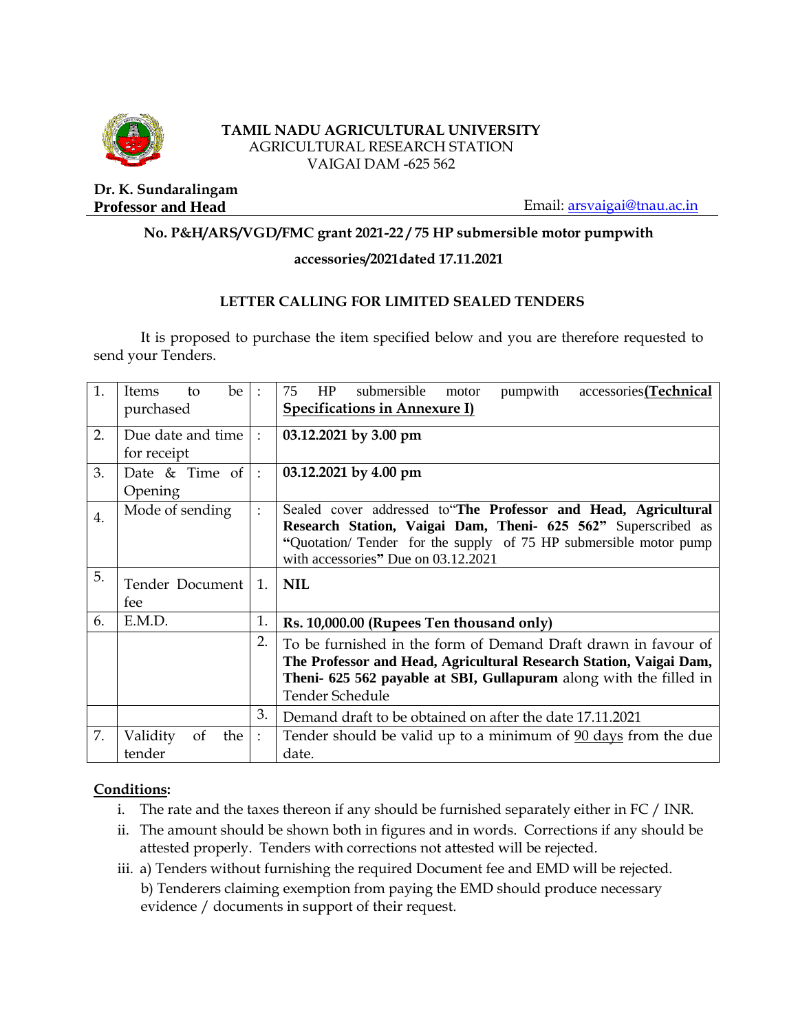**TAMIL NADU AGRICULTURAL UNIVERSITY**
AGRICULTURAL RESEARCH STATION
VAIGAI DAM -625 562

**Dr. K. Sundaralingam**
**Professor and Head**

Email: arsvaigai@tnau.ac.in

**No. P&H/ARS/VGD/FMC grant 2021-22 / 75 HP submersible motor pumpwith accessories/2021dated 17.11.2021**

## LETTER CALLING FOR LIMITED SEALED TENDERS

It is proposed to purchase the item specified below and you are therefore requested to send your Tenders.

| | | | |
|---|---|---|---|
| 1. | Items to be purchased | : | 75 HP submersible motor pumpwith accessories**(Technical Specifications in Annexure I)** |
| 2. | Due date and time for receipt | : | **03.12.2021 by 3.00 pm** |
| 3. | Date & Time of Opening | : | **03.12.2021 by 4.00 pm** |
| 4. | Mode of sending | : | Sealed cover addressed to"**The Professor and Head, Agricultural Research Station, Vaigai Dam, Theni- 625 562"** Superscribed as **"**Quotation/ Tender for the supply of 75 HP submersible motor pump with accessories**"** Due on 03.12.2021 |
| 5. | Tender Document fee | 1. | **NIL** |
| 6. | E.M.D. | 1. | **Rs. 10,000.00 (Rupees Ten thousand only)** |
| | | 2. | To be furnished in the form of Demand Draft drawn in favour of **The Professor and Head, Agricultural Research Station, Vaigai Dam, Theni- 625 562 payable at SBI, Gullapuram** along with the filled in Tender Schedule |
| | | 3. | Demand draft to be obtained on after the date 17.11.2021 |
| 7. | Validity of the tender | : | Tender should be valid up to a minimum of 90 days from the due date. |

**Conditions:**

i. The rate and the taxes thereon if any should be furnished separately either in FC / INR.

ii. The amount should be shown both in figures and in words. Corrections if any should be attested properly. Tenders with corrections not attested will be rejected.

iii. a) Tenders without furnishing the required Document fee and EMD will be rejected.
b) Tenderers claiming exemption from paying the EMD should produce necessary evidence / documents in support of their request.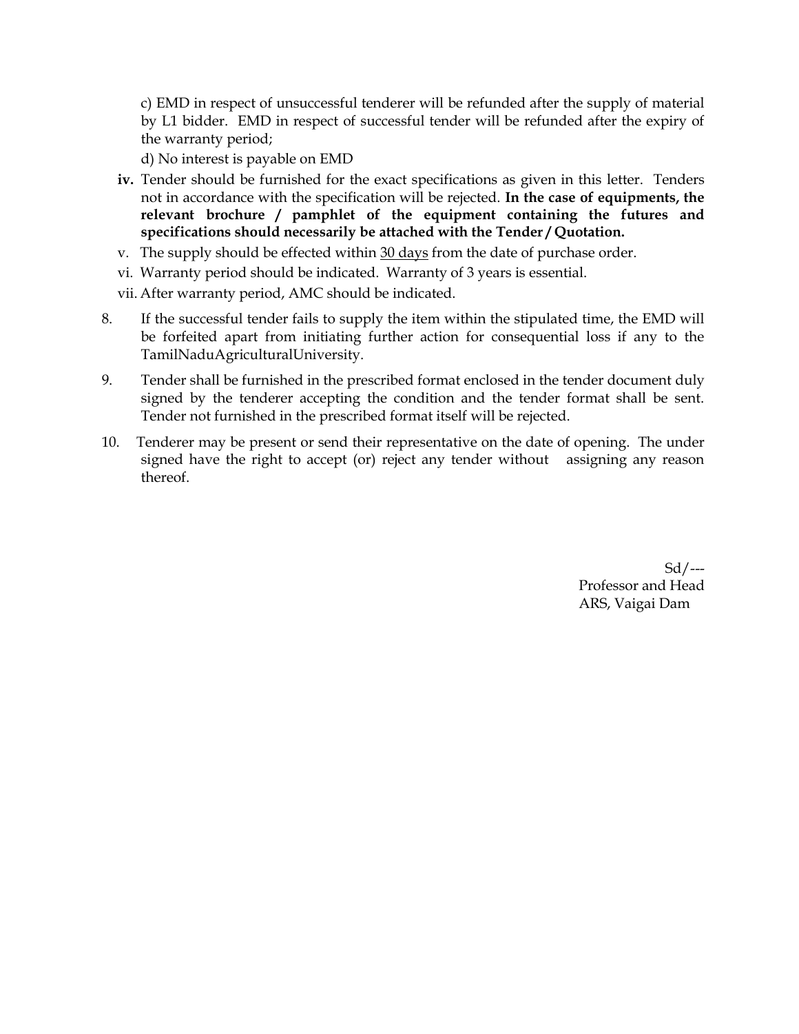c) EMD in respect of unsuccessful tenderer will be refunded after the supply of material by L1 bidder. EMD in respect of successful tender will be refunded after the expiry of the warranty period;

d) No interest is payable on EMD

- **iv.** Tender should be furnished for the exact specifications as given in this letter. Tenders not in accordance with the specification will be rejected. **In the case of equipments, the relevant brochure / pamphlet of the equipment containing the futures and specifications should necessarily be attached with the Tender / Quotation.**
- v. The supply should be effected within <u>30 days</u> from the date of purchase order.
- vi. Warranty period should be indicated. Warranty of 3 years is essential.
- vii. After warranty period, AMC should be indicated.

8. If the successful tender fails to supply the item within the stipulated time, the EMD will be forfeited apart from initiating further action for consequential loss if any to the TamilNaduAgriculturalUniversity.

9. Tender shall be furnished in the prescribed format enclosed in the tender document duly signed by the tenderer accepting the condition and the tender format shall be sent. Tender not furnished in the prescribed format itself will be rejected.

10. Tenderer may be present or send their representative on the date of opening. The under signed have the right to accept (or) reject any tender without assigning any reason thereof.

Sd/---
Professor and Head
ARS, Vaigai Dam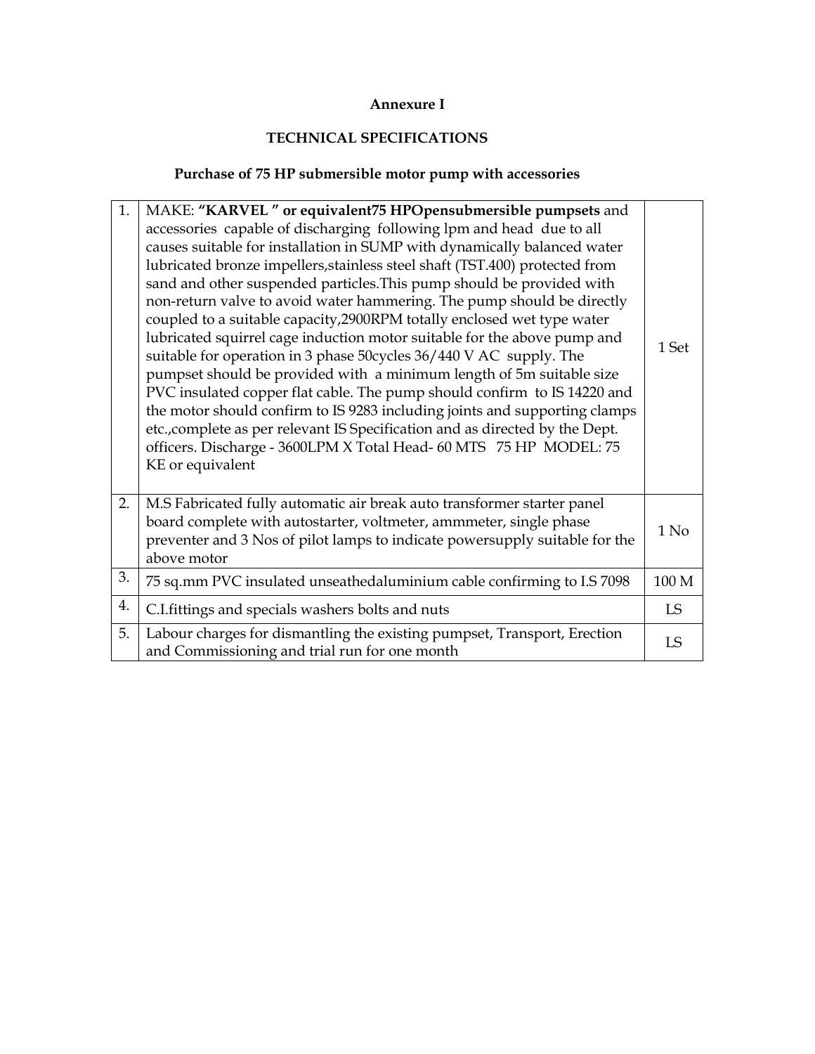**Annexure I**

**TECHNICAL SPECIFICATIONS**

**Purchase of 75 HP submersible motor pump with accessories**

| | | |
|---|---|---|
| 1. | MAKE: **"KARVEL " or equivalent75 HPOpensubmersible pumpsets** and accessories capable of discharging following lpm and head due to all causes suitable for installation in SUMP with dynamically balanced water lubricated bronze impellers,stainless steel shaft (TST.400) protected from sand and other suspended particles.This pump should be provided with non-return valve to avoid water hammering. The pump should be directly coupled to a suitable capacity,2900RPM totally enclosed wet type water lubricated squirrel cage induction motor suitable for the above pump and suitable for operation in 3 phase 50cycles 36/440 V AC supply. The pumpset should be provided with a minimum length of 5m suitable size PVC insulated copper flat cable. The pump should confirm to IS 14220 and the motor should confirm to IS 9283 including joints and supporting clamps etc.,complete as per relevant IS Specification and as directed by the Dept. officers. Discharge - 3600LPM X Total Head- 60 MTS 75 HP MODEL: 75 KE or equivalent | 1 Set |
| 2. | M.S Fabricated fully automatic air break auto transformer starter panel board complete with autostarter, voltmeter, ammmeter, single phase preventer and 3 Nos of pilot lamps to indicate powersupply suitable for the above motor | 1 No |
| 3. | 75 sq.mm PVC insulated unseathedaluminium cable confirming to I.S 7098 | 100 M |
| 4. | C.I.fittings and specials washers bolts and nuts | LS |
| 5. | Labour charges for dismantling the existing pumpset, Transport, Erection and Commissioning and trial run for one month | LS |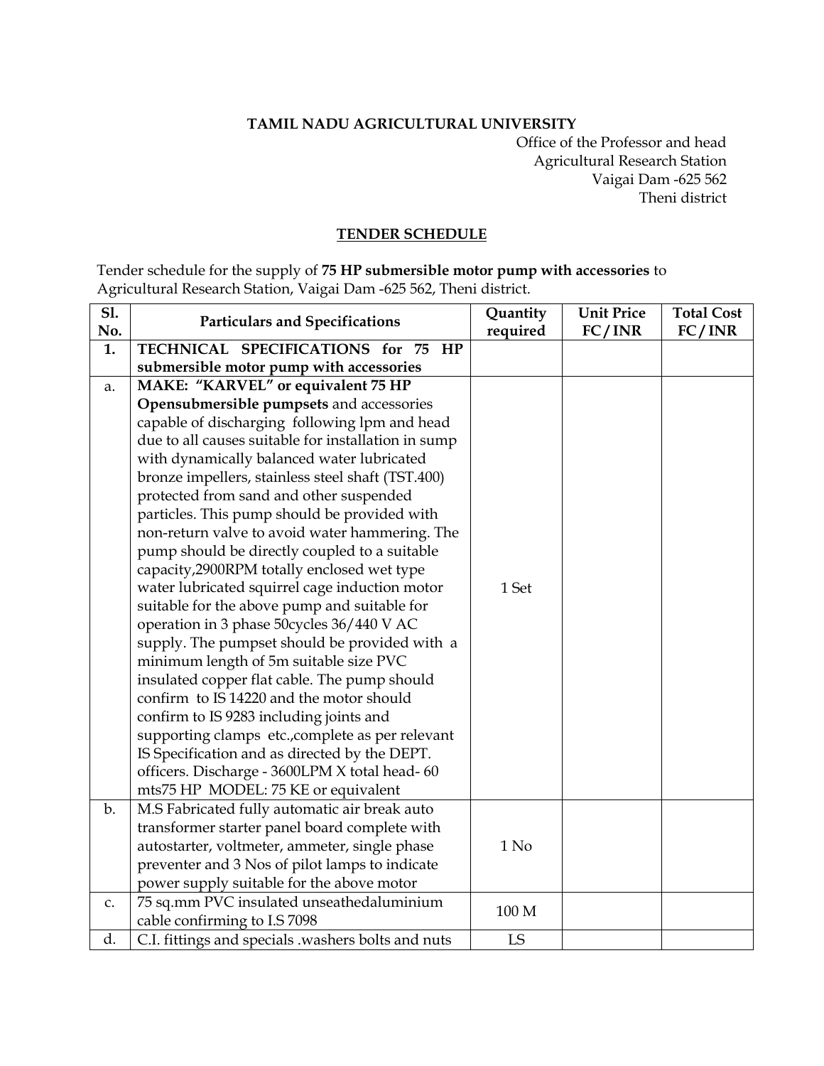**TAMIL NADU AGRICULTURAL UNIVERSITY**

Office of the Professor and head
Agricultural Research Station
Vaigai Dam -625 562
Theni district

## TENDER SCHEDULE

Tender schedule for the supply of **75 HP submersible motor pump with accessories** to Agricultural Research Station, Vaigai Dam -625 562, Theni district.

| Sl. No. | Particulars and Specifications | Quantity required | Unit Price FC/INR | Total Cost FC/INR |
|---|---|---|---|---|
| **1.** | **TECHNICAL SPECIFICATIONS for 75 HP submersible motor pump with accessories** | | | |
| a. | **MAKE: "KARVEL" or equivalent 75 HP Opensubmersible pumpsets** and accessories capable of discharging following lpm and head due to all causes suitable for installation in sump with dynamically balanced water lubricated bronze impellers, stainless steel shaft (TST.400) protected from sand and other suspended particles. This pump should be provided with non-return valve to avoid water hammering. The pump should be directly coupled to a suitable capacity,2900RPM totally enclosed wet type water lubricated squirrel cage induction motor suitable for the above pump and suitable for operation in 3 phase 50cycles 36/440 V AC supply. The pumpset should be provided with a minimum length of 5m suitable size PVC insulated copper flat cable. The pump should confirm to IS 14220 and the motor should confirm to IS 9283 including joints and supporting clamps etc.,complete as per relevant IS Specification and as directed by the DEPT. officers. Discharge - 3600LPM X total head- 60 mts75 HP MODEL: 75 KE or equivalent | 1 Set | | |
| b. | M.S Fabricated fully automatic air break auto transformer starter panel board complete with autostarter, voltmeter, ammeter, single phase preventer and 3 Nos of pilot lamps to indicate power supply suitable for the above motor | 1 No | | |
| c. | 75 sq.mm PVC insulated unseathedaluminium cable confirming to I.S 7098 | 100 M | | |
| d. | C.I. fittings and specials .washers bolts and nuts | LS | | |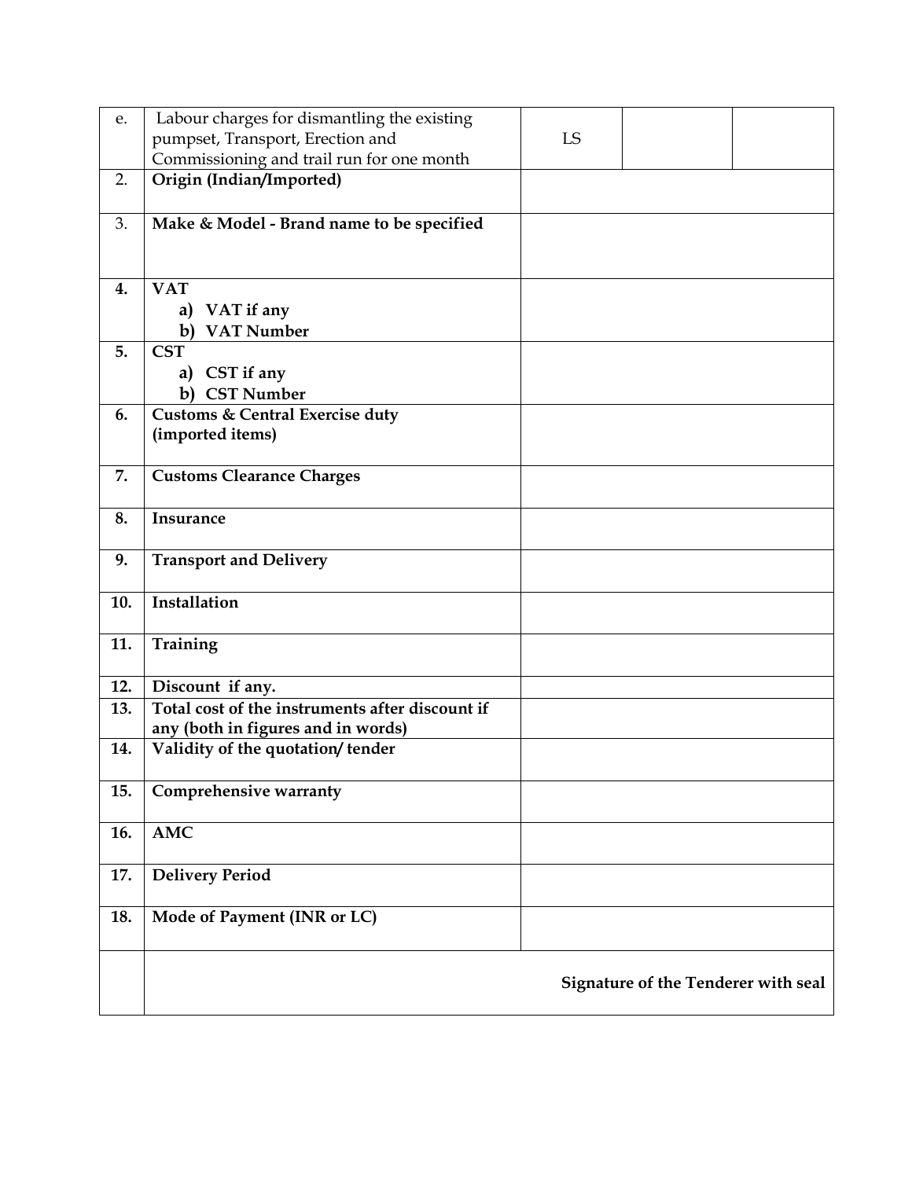| | | | | |
|---|---|---|---|---|
| e. | Labour charges for dismantling the existing pumpset, Transport, Erection and Commissioning and trail run for one month | LS | | |
| 2. | **Origin (Indian/Imported)** | | | |
| 3. | **Make & Model - Brand name to be specified** | | | |
| **4.** | **VAT**<br>**a) VAT if any**<br>**b) VAT Number** | | | |
| **5.** | **CST**<br>**a) CST if any**<br>**b) CST Number** | | | |
| **6.** | **Customs & Central Exercise duty (imported items)** | | | |
| **7.** | **Customs Clearance Charges** | | | |
| **8.** | **Insurance** | | | |
| **9.** | **Transport and Delivery** | | | |
| **10.** | **Installation** | | | |
| **11.** | **Training** | | | |
| **12.** | **Discount if any.** | | | |
| **13.** | **Total cost of the instruments after discount if any (both in figures and in words)** | | | |
| **14.** | **Validity of the quotation/ tender** | | | |
| **15.** | **Comprehensive warranty** | | | |
| **16.** | **AMC** | | | |
| **17.** | **Delivery Period** | | | |
| **18.** | **Mode of Payment (INR or LC)** | | | |
| | **Signature of the Tenderer with seal** | | | |